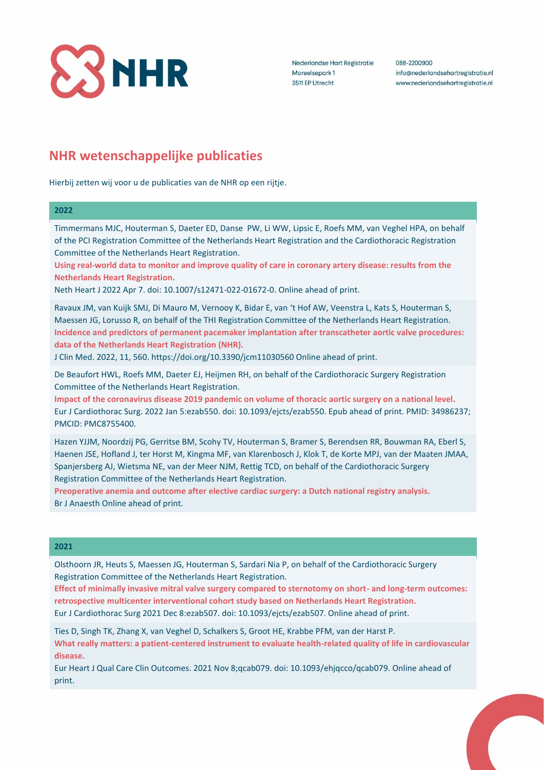Nederlandse Hart Registratie
Moreelsepark 1
3511 EP Utrecht

088-2200900
info@nederlandsehartregistratie.nl
www.nederlandsehartregistratie.nl

# NHR wetenschappelijke publicaties

Hierbij zetten wij voor u de publicaties van de NHR op een rijtje.

## 2022

Timmermans MJC, Houterman S, Daeter ED, Danse PW, Li WW, Lipsic E, Roefs MM, van Veghel HPA, on behalf of the PCI Registration Committee of the Netherlands Heart Registration and the Cardiothoracic Registration Committee of the Netherlands Heart Registration.
**Using real-world data to monitor and improve quality of care in coronary artery disease: results from the Netherlands Heart Registration.**
Neth Heart J 2022 Apr 7. doi: 10.1007/s12471-022-01672-0. Online ahead of print.

Ravaux JM, van Kuijk SMJ, Di Mauro M, Vernooy K, Bidar E, van 't Hof AW, Veenstra L, Kats S, Houterman S, Maessen JG, Lorusso R, on behalf of the THI Registration Committee of the Netherlands Heart Registration.
**Incidence and predictors of permanent pacemaker implantation after transcatheter aortic valve procedures: data of the Netherlands Heart Registration (NHR).**
J Clin Med. 2022, 11, 560. https://doi.org/10.3390/jcm11030560 Online ahead of print.

De Beaufort HWL, Roefs MM, Daeter EJ, Heijmen RH, on behalf of the Cardiothoracic Surgery Registration Committee of the Netherlands Heart Registration.
**Impact of the coronavirus disease 2019 pandemic on volume of thoracic aortic surgery on a national level.**
Eur J Cardiothorac Surg. 2022 Jan 5:ezab550. doi: 10.1093/ejcts/ezab550. Epub ahead of print. PMID: 34986237; PMCID: PMC8755400.

Hazen YJJM, Noordzij PG, Gerritse BM, Scohy TV, Houterman S, Bramer S, Berendsen RR, Bouwman RA, Eberl S, Haenen JSE, Hofland J, ter Horst M, Kingma MF, van Klarenbosch J, Klok T, de Korte MPJ, van der Maaten JMAA, Spanjersberg AJ, Wietsma NE, van der Meer NJM, Rettig TCD, on behalf of the Cardiothoracic Surgery Registration Committee of the Netherlands Heart Registration.
**Preoperative anemia and outcome after elective cardiac surgery: a Dutch national registry analysis.**
Br J Anaesth Online ahead of print.

## 2021

Olsthoorn JR, Heuts S, Maessen JG, Houterman S, Sardari Nia P, on behalf of the Cardiothoracic Surgery Registration Committee of the Netherlands Heart Registration.
**Effect of minimally invasive mitral valve surgery compared to sternotomy on short- and long-term outcomes: retrospective multicenter interventional cohort study based on Netherlands Heart Registration.**
Eur J Cardiothorac Surg 2021 Dec 8:ezab507. doi: 10.1093/ejcts/ezab507. Online ahead of print.

Ties D, Singh TK, Zhang X, van Veghel D, Schalkers S, Groot HE, Krabbe PFM, van der Harst P.
**What really matters: a patient-centered instrument to evaluate health-related quality of life in cardiovascular disease.**
Eur Heart J Qual Care Clin Outcomes. 2021 Nov 8;qcab079. doi: 10.1093/ehjqcco/qcab079. Online ahead of print.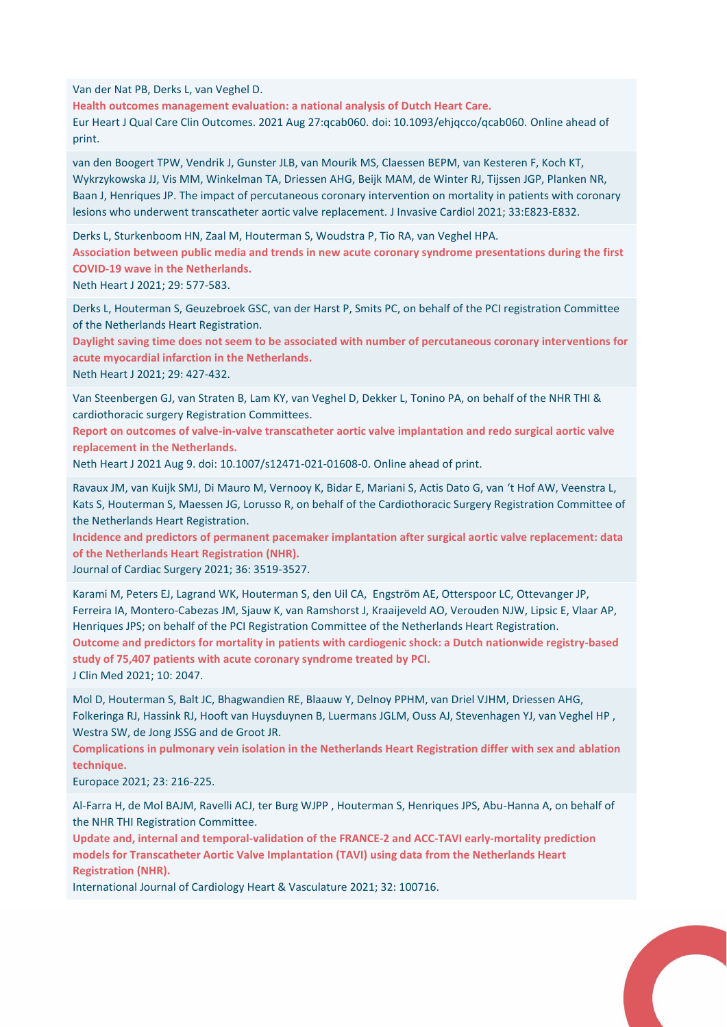Van der Nat PB, Derks L, van Veghel D.
**Health outcomes management evaluation: a national analysis of Dutch Heart Care.**
Eur Heart J Qual Care Clin Outcomes. 2021 Aug 27:qcab060. doi: 10.1093/ehjqcco/qcab060. Online ahead of print.

van den Boogert TPW, Vendrik J, Gunster JLB, van Mourik MS, Claessen BEPM, van Kesteren F, Koch KT, Wykrzykowska JJ, Vis MM, Winkelman TA, Driessen AHG, Beijk MAM, de Winter RJ, Tijssen JGP, Planken NR, Baan J, Henriques JP. The impact of percutaneous coronary intervention on mortality in patients with coronary lesions who underwent transcatheter aortic valve replacement. J Invasive Cardiol 2021; 33:E823-E832.

Derks L, Sturkenboom HN, Zaal M, Houterman S, Woudstra P, Tio RA, van Veghel HPA.
**Association between public media and trends in new acute coronary syndrome presentations during the first COVID-19 wave in the Netherlands.**
Neth Heart J 2021; 29: 577-583.

Derks L, Houterman S, Geuzebroek GSC, van der Harst P, Smits PC, on behalf of the PCI registration Committee of the Netherlands Heart Registration.
**Daylight saving time does not seem to be associated with number of percutaneous coronary interventions for acute myocardial infarction in the Netherlands.**
Neth Heart J 2021; 29: 427-432.

Van Steenbergen GJ, van Straten B, Lam KY, van Veghel D, Dekker L, Tonino PA, on behalf of the NHR THI & cardiothoracic surgery Registration Committees.
**Report on outcomes of valve-in-valve transcatheter aortic valve implantation and redo surgical aortic valve replacement in the Netherlands.**
Neth Heart J 2021 Aug 9. doi: 10.1007/s12471-021-01608-0. Online ahead of print.

Ravaux JM, van Kuijk SMJ, Di Mauro M, Vernooy K, Bidar E, Mariani S, Actis Dato G, van 't Hof AW, Veenstra L, Kats S, Houterman S, Maessen JG, Lorusso R, on behalf of the Cardiothoracic Surgery Registration Committee of the Netherlands Heart Registration.
**Incidence and predictors of permanent pacemaker implantation after surgical aortic valve replacement: data of the Netherlands Heart Registration (NHR).**
Journal of Cardiac Surgery 2021; 36: 3519-3527.

Karami M, Peters EJ, Lagrand WK, Houterman S, den Uil CA, Engström AE, Otterspoor LC, Ottevanger JP, Ferreira IA, Montero-Cabezas JM, Sjauw K, van Ramshorst J, Kraaijeveld AO, Verouden NJW, Lipsic E, Vlaar AP, Henriques JPS; on behalf of the PCI Registration Committee of the Netherlands Heart Registration.
**Outcome and predictors for mortality in patients with cardiogenic shock: a Dutch nationwide registry-based study of 75,407 patients with acute coronary syndrome treated by PCI.**
J Clin Med 2021; 10: 2047.

Mol D, Houterman S, Balt JC, Bhagwandien RE, Blaauw Y, Delnoy PPHM, van Driel VJHM, Driessen AHG, Folkeringa RJ, Hassink RJ, Hooft van Huysduynen B, Luermans JGLM, Ouss AJ, Stevenhagen YJ, van Veghel HP , Westra SW, de Jong JSSG and de Groot JR.
**Complications in pulmonary vein isolation in the Netherlands Heart Registration differ with sex and ablation technique.**
Europace 2021; 23: 216-225.

Al-Farra H, de Mol BAJM, Ravelli ACJ, ter Burg WJPP , Houterman S, Henriques JPS, Abu-Hanna A, on behalf of the NHR THI Registration Committee.
**Update and, internal and temporal-validation of the FRANCE-2 and ACC-TAVI early-mortality prediction models for Transcatheter Aortic Valve Implantation (TAVI) using data from the Netherlands Heart Registration (NHR).**
International Journal of Cardiology Heart & Vasculature 2021; 32: 100716.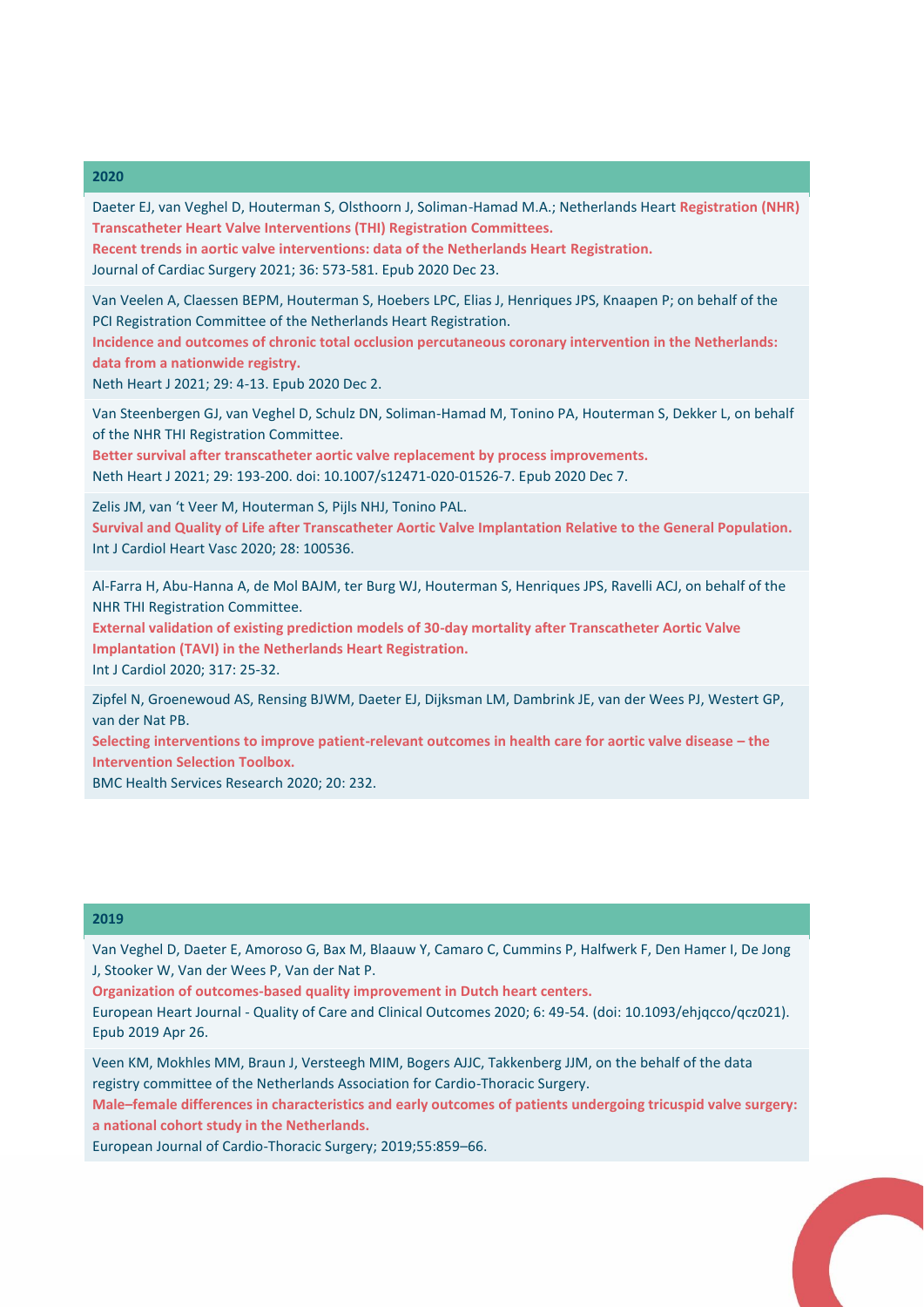## 2020

Daeter EJ, van Veghel D, Houterman S, Olsthoorn J, Soliman-Hamad M.A.; Netherlands Heart **Registration (NHR) Transcatheter Heart Valve Interventions (THI) Registration Committees.**
**Recent trends in aortic valve interventions: data of the Netherlands Heart Registration.**
Journal of Cardiac Surgery 2021; 36: 573-581. Epub 2020 Dec 23.

Van Veelen A, Claessen BEPM, Houterman S, Hoebers LPC, Elias J, Henriques JPS, Knaapen P; on behalf of the PCI Registration Committee of the Netherlands Heart Registration.
**Incidence and outcomes of chronic total occlusion percutaneous coronary intervention in the Netherlands: data from a nationwide registry.**
Neth Heart J 2021; 29: 4-13. Epub 2020 Dec 2.

Van Steenbergen GJ, van Veghel D, Schulz DN, Soliman-Hamad M, Tonino PA, Houterman S, Dekker L, on behalf of the NHR THI Registration Committee.
**Better survival after transcatheter aortic valve replacement by process improvements.**
Neth Heart J 2021; 29: 193-200. doi: 10.1007/s12471-020-01526-7. Epub 2020 Dec 7.

Zelis JM, van 't Veer M, Houterman S, Pijls NHJ, Tonino PAL.
**Survival and Quality of Life after Transcatheter Aortic Valve Implantation Relative to the General Population.**
Int J Cardiol Heart Vasc 2020; 28: 100536.

Al-Farra H, Abu-Hanna A, de Mol BAJM, ter Burg WJ, Houterman S, Henriques JPS, Ravelli ACJ, on behalf of the NHR THI Registration Committee.
**External validation of existing prediction models of 30-day mortality after Transcatheter Aortic Valve Implantation (TAVI) in the Netherlands Heart Registration.**
Int J Cardiol 2020; 317: 25-32.

Zipfel N, Groenewoud AS, Rensing BJWM, Daeter EJ, Dijksman LM, Dambrink JE, van der Wees PJ, Westert GP, van der Nat PB.
**Selecting interventions to improve patient-relevant outcomes in health care for aortic valve disease – the Intervention Selection Toolbox.**
BMC Health Services Research 2020; 20: 232.

## 2019

Van Veghel D, Daeter E, Amoroso G, Bax M, Blaauw Y, Camaro C, Cummins P, Halfwerk F, Den Hamer I, De Jong J, Stooker W, Van der Wees P, Van der Nat P.
**Organization of outcomes-based quality improvement in Dutch heart centers.**
European Heart Journal - Quality of Care and Clinical Outcomes 2020; 6: 49-54. (doi: 10.1093/ehjqcco/qcz021). Epub 2019 Apr 26.

Veen KM, Mokhles MM, Braun J, Versteegh MIM, Bogers AJJC, Takkenberg JJM, on the behalf of the data registry committee of the Netherlands Association for Cardio-Thoracic Surgery.
**Male–female differences in characteristics and early outcomes of patients undergoing tricuspid valve surgery: a national cohort study in the Netherlands.**
European Journal of Cardio-Thoracic Surgery; 2019;55:859–66.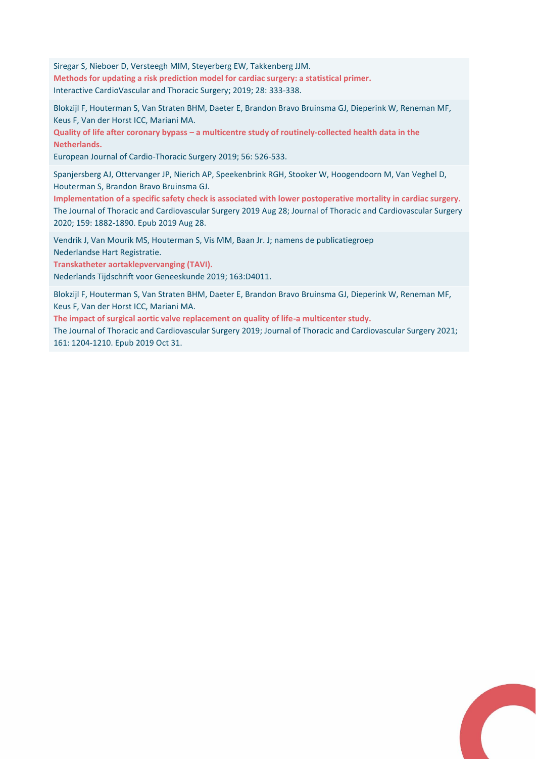Siregar S, Nieboer D, Versteegh MIM, Steyerberg EW, Takkenberg JJM.
**Methods for updating a risk prediction model for cardiac surgery: a statistical primer.**
Interactive CardioVascular and Thoracic Surgery; 2019; 28: 333-338.

Blokzijl F, Houterman S, Van Straten BHM, Daeter E, Brandon Bravo Bruinsma GJ, Dieperink W, Reneman MF, Keus F, Van der Horst ICC, Mariani MA.
**Quality of life after coronary bypass – a multicentre study of routinely-collected health data in the Netherlands.**
European Journal of Cardio-Thoracic Surgery 2019; 56: 526-533.

Spanjersberg AJ, Ottervanger JP, Nierich AP, Speekenbrink RGH, Stooker W, Hoogendoorn M, Van Veghel D, Houterman S, Brandon Bravo Bruinsma GJ.
**Implementation of a specific safety check is associated with lower postoperative mortality in cardiac surgery.**
The Journal of Thoracic and Cardiovascular Surgery 2019 Aug 28; Journal of Thoracic and Cardiovascular Surgery 2020; 159: 1882-1890. Epub 2019 Aug 28.

Vendrik J, Van Mourik MS, Houterman S, Vis MM, Baan Jr. J; namens de publicatiegroep Nederlandse Hart Registratie.
**Transkatheter aortaklepvervanging (TAVI).**
Nederlands Tijdschrift voor Geneeskunde 2019; 163:D4011.

Blokzijl F, Houterman S, Van Straten BHM, Daeter E, Brandon Bravo Bruinsma GJ, Dieperink W, Reneman MF, Keus F, Van der Horst ICC, Mariani MA.
**The impact of surgical aortic valve replacement on quality of life-a multicenter study.**
The Journal of Thoracic and Cardiovascular Surgery 2019; Journal of Thoracic and Cardiovascular Surgery 2021; 161: 1204-1210. Epub 2019 Oct 31.